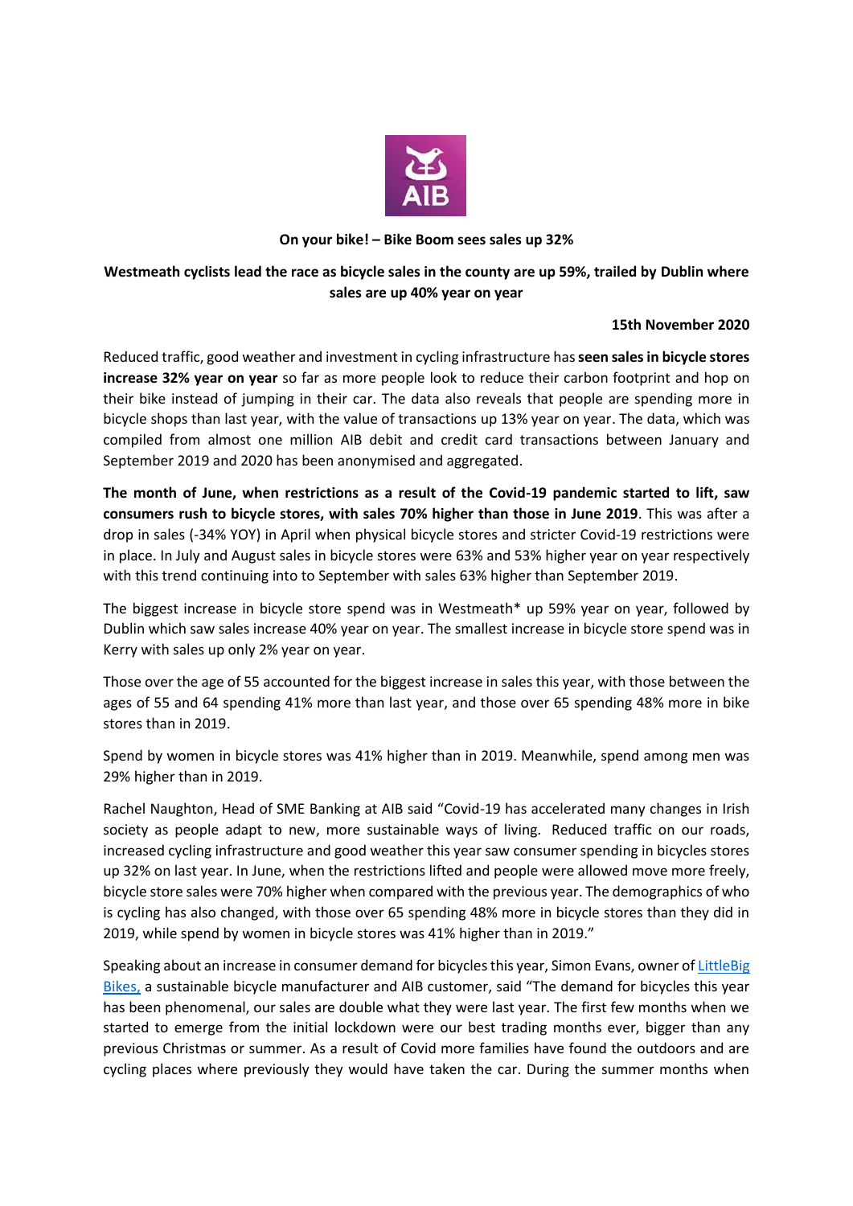**On your bike! – Bike Boom sees sales up 32%**

**Westmeath cyclists lead the race as bicycle sales in the county are up 59%, trailed by Dublin where sales are up 40% year on year**

**15th November 2020**

Reduced traffic, good weather and investment in cycling infrastructure has **seen sales in bicycle stores increase 32% year on year** so far as more people look to reduce their carbon footprint and hop on their bike instead of jumping in their car. The data also reveals that people are spending more in bicycle shops than last year, with the value of transactions up 13% year on year. The data, which was compiled from almost one million AIB debit and credit card transactions between January and September 2019 and 2020 has been anonymised and aggregated.

**The month of June, when restrictions as a result of the Covid-19 pandemic started to lift, saw consumers rush to bicycle stores, with sales 70% higher than those in June 2019**. This was after a drop in sales (-34% YOY) in April when physical bicycle stores and stricter Covid-19 restrictions were in place. In July and August sales in bicycle stores were 63% and 53% higher year on year respectively with this trend continuing into to September with sales 63% higher than September 2019.

The biggest increase in bicycle store spend was in Westmeath* up 59% year on year, followed by Dublin which saw sales increase 40% year on year. The smallest increase in bicycle store spend was in Kerry with sales up only 2% year on year.

Those over the age of 55 accounted for the biggest increase in sales this year, with those between the ages of 55 and 64 spending 41% more than last year, and those over 65 spending 48% more in bike stores than in 2019.

Spend by women in bicycle stores was 41% higher than in 2019. Meanwhile, spend among men was 29% higher than in 2019.

Rachel Naughton, Head of SME Banking at AIB said "Covid-19 has accelerated many changes in Irish society as people adapt to new, more sustainable ways of living. Reduced traffic on our roads, increased cycling infrastructure and good weather this year saw consumer spending in bicycles stores up 32% on last year. In June, when the restrictions lifted and people were allowed move more freely, bicycle store sales were 70% higher when compared with the previous year. The demographics of who is cycling has also changed, with those over 65 spending 48% more in bicycle stores than they did in 2019, while spend by women in bicycle stores was 41% higher than in 2019."

Speaking about an increase in consumer demand for bicycles this year, Simon Evans, owner of LittleBig Bikes, a sustainable bicycle manufacturer and AIB customer, said "The demand for bicycles this year has been phenomenal, our sales are double what they were last year. The first few months when we started to emerge from the initial lockdown were our best trading months ever, bigger than any previous Christmas or summer. As a result of Covid more families have found the outdoors and are cycling places where previously they would have taken the car. During the summer months when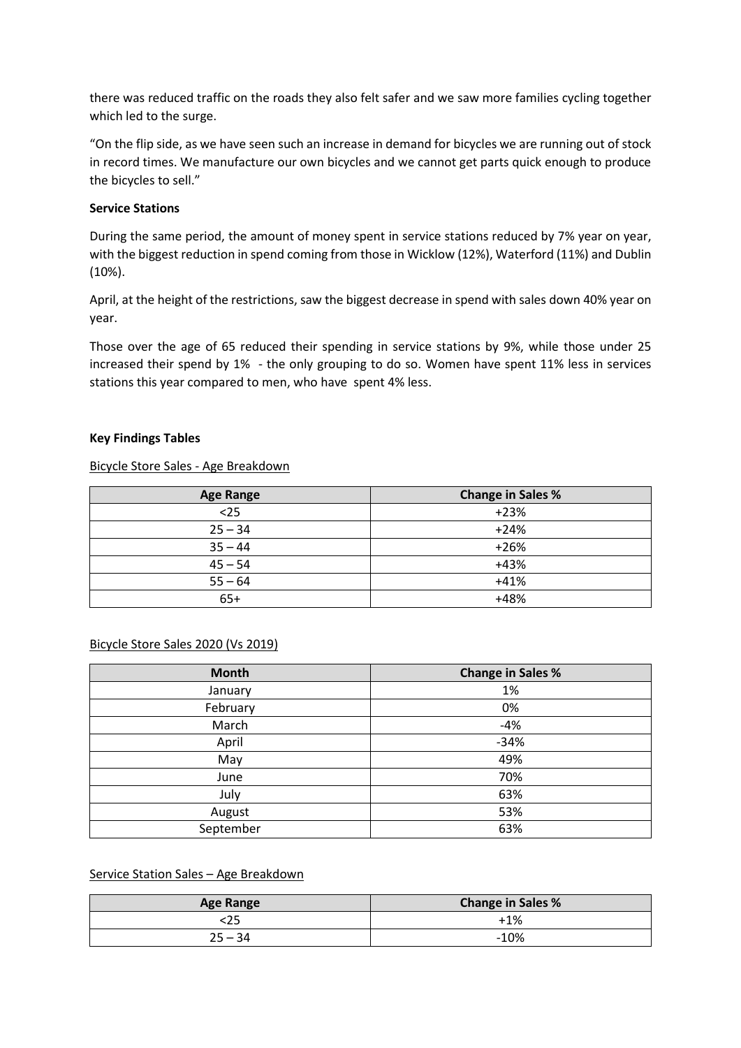there was reduced traffic on the roads they also felt safer and we saw more families cycling together which led to the surge.

"On the flip side, as we have seen such an increase in demand for bicycles we are running out of stock in record times. We manufacture our own bicycles and we cannot get parts quick enough to produce the bicycles to sell."

**Service Stations**

During the same period, the amount of money spent in service stations reduced by 7% year on year, with the biggest reduction in spend coming from those in Wicklow (12%), Waterford (11%) and Dublin (10%).

April, at the height of the restrictions, saw the biggest decrease in spend with sales down 40% year on year.

Those over the age of 65 reduced their spending in service stations by 9%, while those under 25 increased their spend by 1% - the only grouping to do so. Women have spent 11% less in services stations this year compared to men, who have spent 4% less.

**Key Findings Tables**

Bicycle Store Sales - Age Breakdown

| Age Range | Change in Sales % |
|---|---|
| <25 | +23% |
| 25 – 34 | +24% |
| 35 – 44 | +26% |
| 45 – 54 | +43% |
| 55 – 64 | +41% |
| 65+ | +48% |

Bicycle Store Sales 2020 (Vs 2019)

| Month | Change in Sales % |
|---|---|
| January | 1% |
| February | 0% |
| March | -4% |
| April | -34% |
| May | 49% |
| June | 70% |
| July | 63% |
| August | 53% |
| September | 63% |

Service Station Sales – Age Breakdown

| Age Range | Change in Sales % |
|---|---|
| <25 | +1% |
| 25 – 34 | -10% |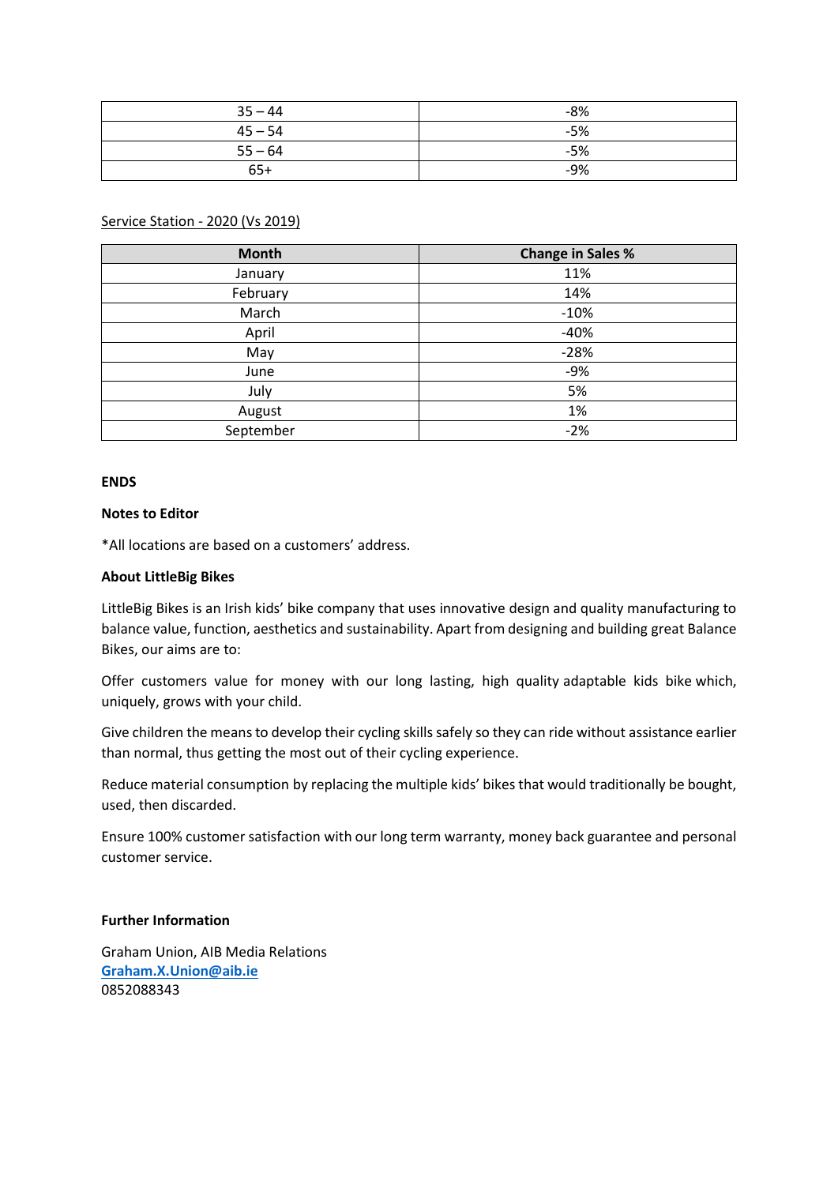| | |
|---|---|
| 35 – 44 | -8% |
| 45 – 54 | -5% |
| 55 – 64 | -5% |
| 65+ | -9% |

Service Station - 2020 (Vs 2019)

| Month | Change in Sales % |
|---|---|
| January | 11% |
| February | 14% |
| March | -10% |
| April | -40% |
| May | -28% |
| June | -9% |
| July | 5% |
| August | 1% |
| September | -2% |

**ENDS**

**Notes to Editor**

*All locations are based on a customers' address.

**About LittleBig Bikes**

LittleBig Bikes is an Irish kids' bike company that uses innovative design and quality manufacturing to balance value, function, aesthetics and sustainability. Apart from designing and building great Balance Bikes, our aims are to:

Offer customers value for money with our long lasting, high quality adaptable kids bike which, uniquely, grows with your child.

Give children the means to develop their cycling skills safely so they can ride without assistance earlier than normal, thus getting the most out of their cycling experience.

Reduce material consumption by replacing the multiple kids' bikes that would traditionally be bought, used, then discarded.

Ensure 100% customer satisfaction with our long term warranty, money back guarantee and personal customer service.

**Further Information**

Graham Union, AIB Media Relations
**Graham.X.Union@aib.ie**
0852088343